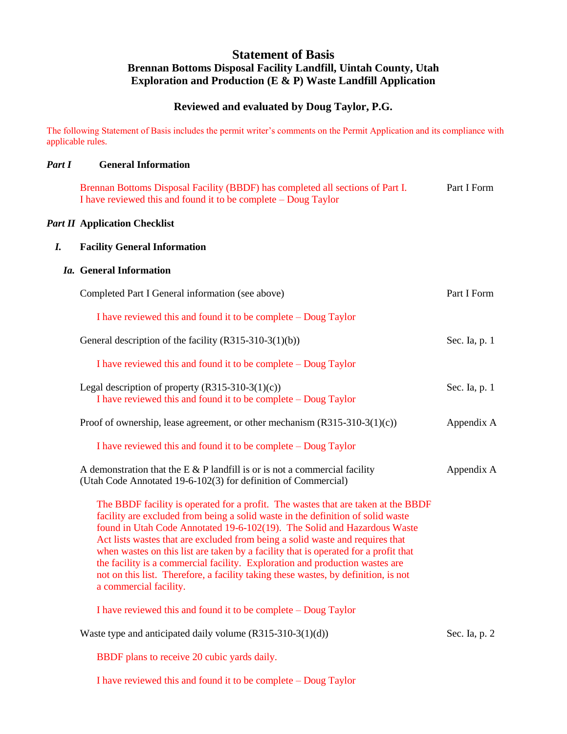# Statement of Basis

## Brennan Bottoms Disposal Facility Landfill, Uintah County, Utah
## Exploration and Production (E & P) Waste Landfill Application

### Reviewed and evaluated by Doug Taylor, P.G.

The following Statement of Basis includes the permit writer's comments on the Permit Application and its compliance with applicable rules.

## *Part I* General Information

Brennan Bottoms Disposal Facility (BBDF) has completed all sections of Part I. I have reviewed this and found it to be complete – Doug Taylor — Part I Form

## *Part II* Application Checklist

### *I.* Facility General Information

#### *Ia.* General Information

Completed Part I General information (see above) — Part I Form

I have reviewed this and found it to be complete – Doug Taylor

General description of the facility (R315-310-3(1)(b)) — Sec. Ia, p. 1

I have reviewed this and found it to be complete – Doug Taylor

Legal description of property (R315-310-3(1)(c)) — Sec. Ia, p. 1

I have reviewed this and found it to be complete – Doug Taylor

Proof of ownership, lease agreement, or other mechanism (R315-310-3(1)(c)) — Appendix A

I have reviewed this and found it to be complete – Doug Taylor

A demonstration that the E & P landfill is or is not a commercial facility (Utah Code Annotated 19-6-102(3) for definition of Commercial) — Appendix A

The BBDF facility is operated for a profit. The wastes that are taken at the BBDF facility are excluded from being a solid waste in the definition of solid waste found in Utah Code Annotated 19-6-102(19). The Solid and Hazardous Waste Act lists wastes that are excluded from being a solid waste and requires that when wastes on this list are taken by a facility that is operated for a profit that the facility is a commercial facility. Exploration and production wastes are not on this list. Therefore, a facility taking these wastes, by definition, is not a commercial facility.

I have reviewed this and found it to be complete – Doug Taylor

Waste type and anticipated daily volume (R315-310-3(1)(d)) — Sec. Ia, p. 2

BBDF plans to receive 20 cubic yards daily.

I have reviewed this and found it to be complete – Doug Taylor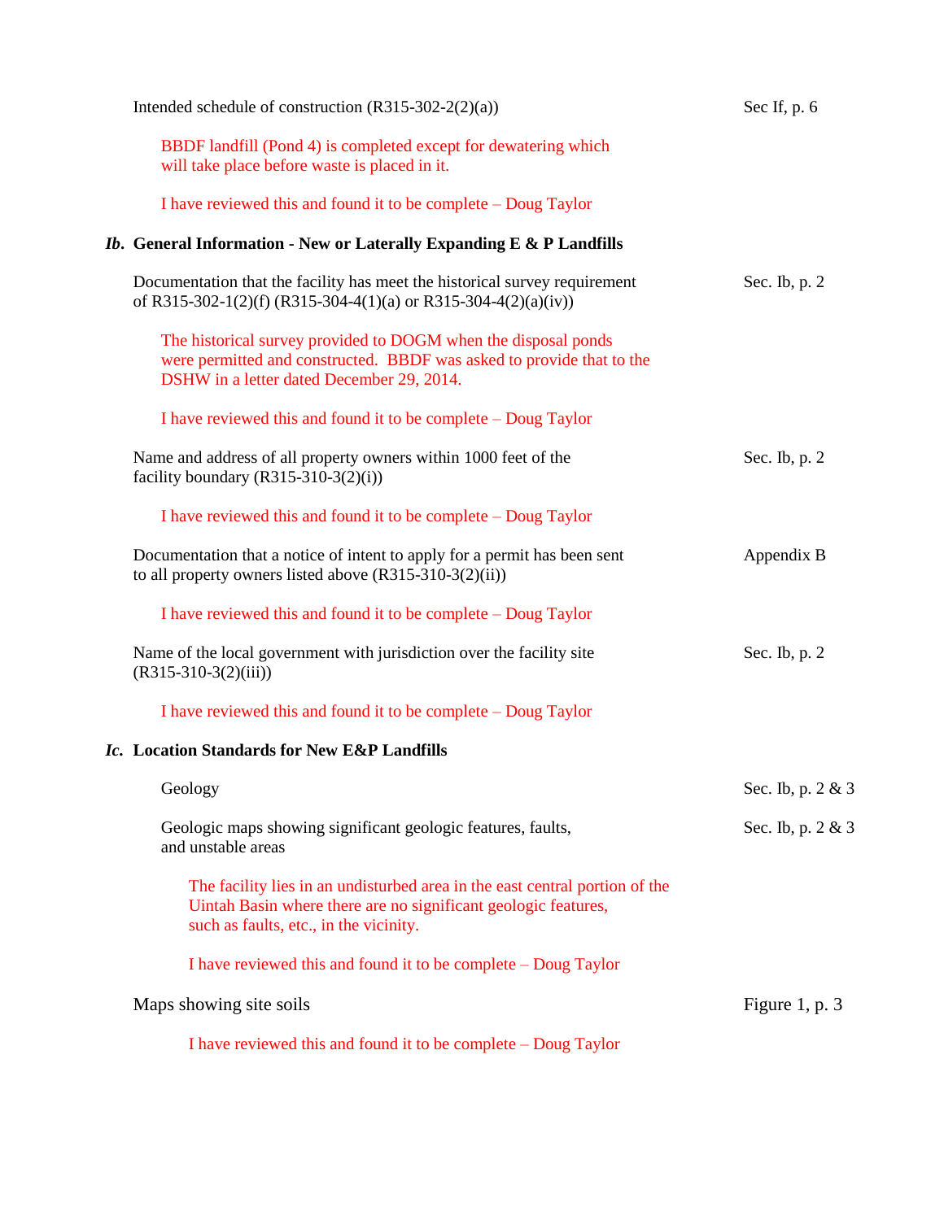Intended schedule of construction (R315-302-2(2)(a)) — Sec If, p. 6

BBDF landfill (Pond 4) is completed except for dewatering which will take place before waste is placed in it.

I have reviewed this and found it to be complete – Doug Taylor

### *Ib.* General Information - New or Laterally Expanding E & P Landfills

Documentation that the facility has meet the historical survey requirement of R315-302-1(2)(f) (R315-304-4(1)(a) or R315-304-4(2)(a)(iv)) — Sec. Ib, p. 2

The historical survey provided to DOGM when the disposal ponds were permitted and constructed. BBDF was asked to provide that to the DSHW in a letter dated December 29, 2014.

I have reviewed this and found it to be complete – Doug Taylor

Name and address of all property owners within 1000 feet of the facility boundary (R315-310-3(2)(i)) — Sec. Ib, p. 2

I have reviewed this and found it to be complete – Doug Taylor

Documentation that a notice of intent to apply for a permit has been sent to all property owners listed above (R315-310-3(2)(ii)) — Appendix B

I have reviewed this and found it to be complete – Doug Taylor

Name of the local government with jurisdiction over the facility site (R315-310-3(2)(iii)) — Sec. Ib, p. 2

I have reviewed this and found it to be complete – Doug Taylor

### *Ic.* Location Standards for New E&P Landfills

Geology — Sec. Ib, p. 2 & 3

Geologic maps showing significant geologic features, faults, and unstable areas — Sec. Ib, p. 2 & 3

The facility lies in an undisturbed area in the east central portion of the Uintah Basin where there are no significant geologic features, such as faults, etc., in the vicinity.

I have reviewed this and found it to be complete – Doug Taylor

Maps showing site soils — Figure 1, p. 3

I have reviewed this and found it to be complete – Doug Taylor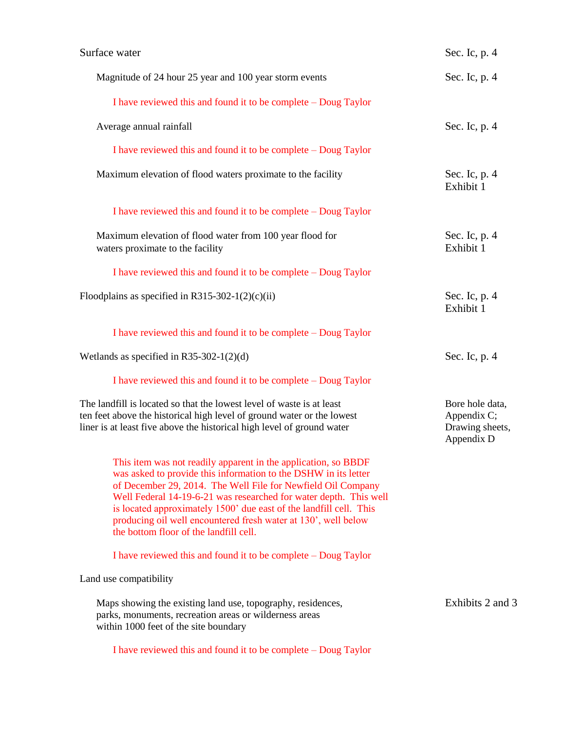| Item | Reference |
|---|---|
| Surface water | Sec. Ic, p. 4 |
| Magnitude of 24 hour 25 year and 100 year storm events | Sec. Ic, p. 4 |

I have reviewed this and found it to be complete – Doug Taylor

| Item | Reference |
|---|---|
| Average annual rainfall | Sec. Ic, p. 4 |

I have reviewed this and found it to be complete – Doug Taylor

| Item | Reference |
|---|---|
| Maximum elevation of flood waters proximate to the facility | Sec. Ic, p. 4<br>Exhibit 1 |

I have reviewed this and found it to be complete – Doug Taylor

| Item | Reference |
|---|---|
| Maximum elevation of flood water from 100 year flood for waters proximate to the facility | Sec. Ic, p. 4<br>Exhibit 1 |

I have reviewed this and found it to be complete – Doug Taylor

| Item | Reference |
|---|---|
| Floodplains as specified in R315-302-1(2)(c)(ii) | Sec. Ic, p. 4<br>Exhibit 1 |

I have reviewed this and found it to be complete – Doug Taylor

| Item | Reference |
|---|---|
| Wetlands as specified in R35-302-1(2)(d) | Sec. Ic, p. 4 |

I have reviewed this and found it to be complete – Doug Taylor

| Item | Reference |
|---|---|
| The landfill is located so that the lowest level of waste is at least ten feet above the historical high level of ground water or the lowest liner is at least five above the historical high level of ground water | Bore hole data, Appendix C; Drawing sheets, Appendix D |

This item was not readily apparent in the application, so BBDF was asked to provide this information to the DSHW in its letter of December 29, 2014. The Well File for Newfield Oil Company Well Federal 14-19-6-21 was researched for water depth. This well is located approximately 1500' due east of the landfill cell. This producing oil well encountered fresh water at 130', well below the bottom floor of the landfill cell.

I have reviewed this and found it to be complete – Doug Taylor

| Item | Reference |
|---|---|
| Land use compatibility | |
| Maps showing the existing land use, topography, residences, parks, monuments, recreation areas or wilderness areas within 1000 feet of the site boundary | Exhibits 2 and 3 |

I have reviewed this and found it to be complete – Doug Taylor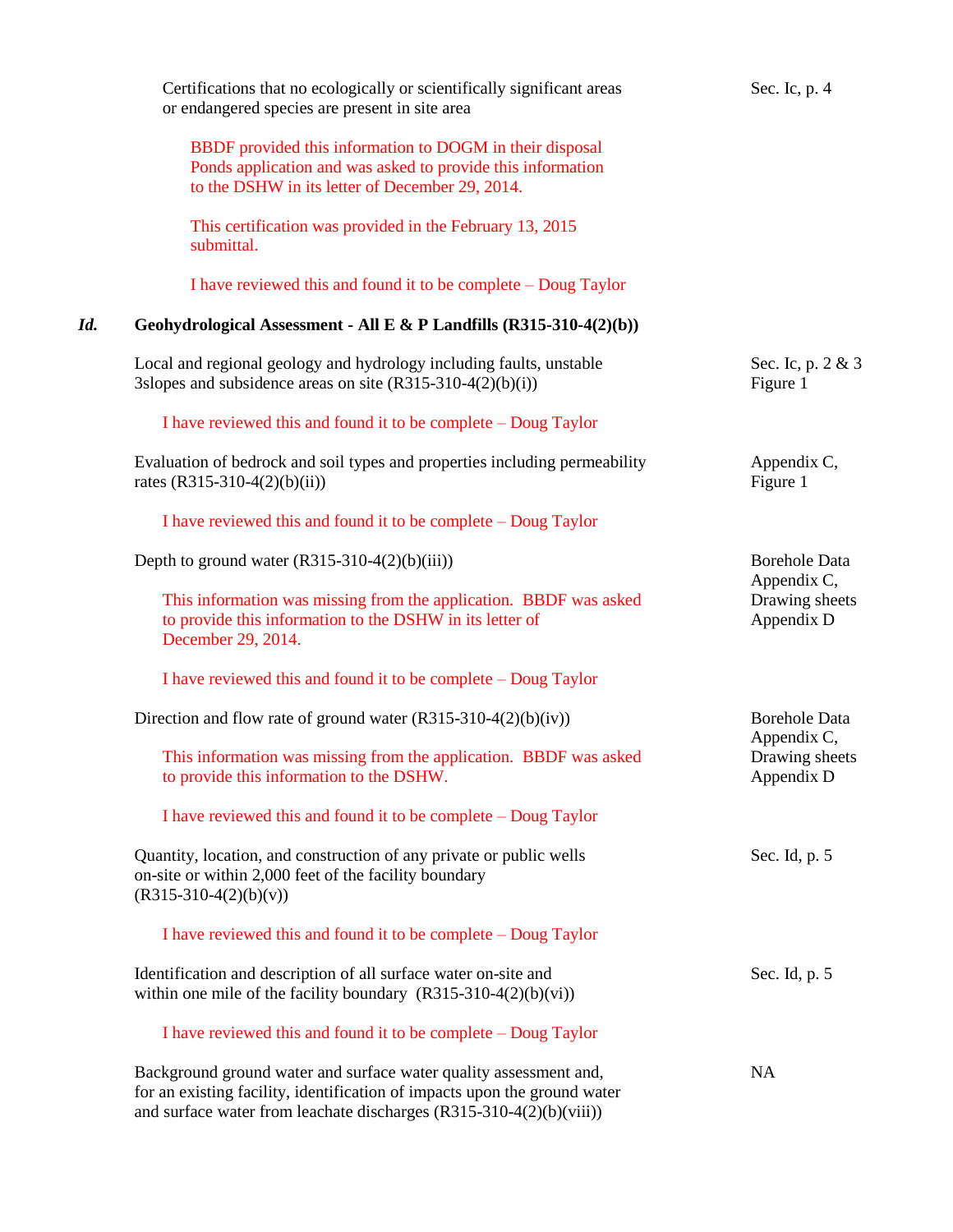Certifications that no ecologically or scientifically significant areas or endangered species are present in site area — Sec. Ic, p. 4

> BBDF provided this information to DOGM in their disposal Ponds application and was asked to provide this information to the DSHW in its letter of December 29, 2014.
>
> This certification was provided in the February 13, 2015 submittal.
>
> I have reviewed this and found it to be complete – Doug Taylor

## *Id.* Geohydrological Assessment - All E & P Landfills (R315-310-4(2)(b))

Local and regional geology and hydrology including faults, unstable 3slopes and subsidence areas on site (R315-310-4(2)(b)(i)) — Sec. Ic, p. 2 & 3, Figure 1

> I have reviewed this and found it to be complete – Doug Taylor

Evaluation of bedrock and soil types and properties including permeability rates (R315-310-4(2)(b)(ii)) — Appendix C, Figure 1

> I have reviewed this and found it to be complete – Doug Taylor

Depth to ground water (R315-310-4(2)(b)(iii)) — Borehole Data Appendix C, Drawing sheets Appendix D

> This information was missing from the application. BBDF was asked to provide this information to the DSHW in its letter of December 29, 2014.
>
> I have reviewed this and found it to be complete – Doug Taylor

Direction and flow rate of ground water (R315-310-4(2)(b)(iv)) — Borehole Data Appendix C, Drawing sheets Appendix D

> This information was missing from the application. BBDF was asked to provide this information to the DSHW.
>
> I have reviewed this and found it to be complete – Doug Taylor

Quantity, location, and construction of any private or public wells on-site or within 2,000 feet of the facility boundary (R315-310-4(2)(b)(v)) — Sec. Id, p. 5

> I have reviewed this and found it to be complete – Doug Taylor

Identification and description of all surface water on-site and within one mile of the facility boundary (R315-310-4(2)(b)(vi)) — Sec. Id, p. 5

> I have reviewed this and found it to be complete – Doug Taylor

Background ground water and surface water quality assessment and, for an existing facility, identification of impacts upon the ground water and surface water from leachate discharges (R315-310-4(2)(b)(viii)) — NA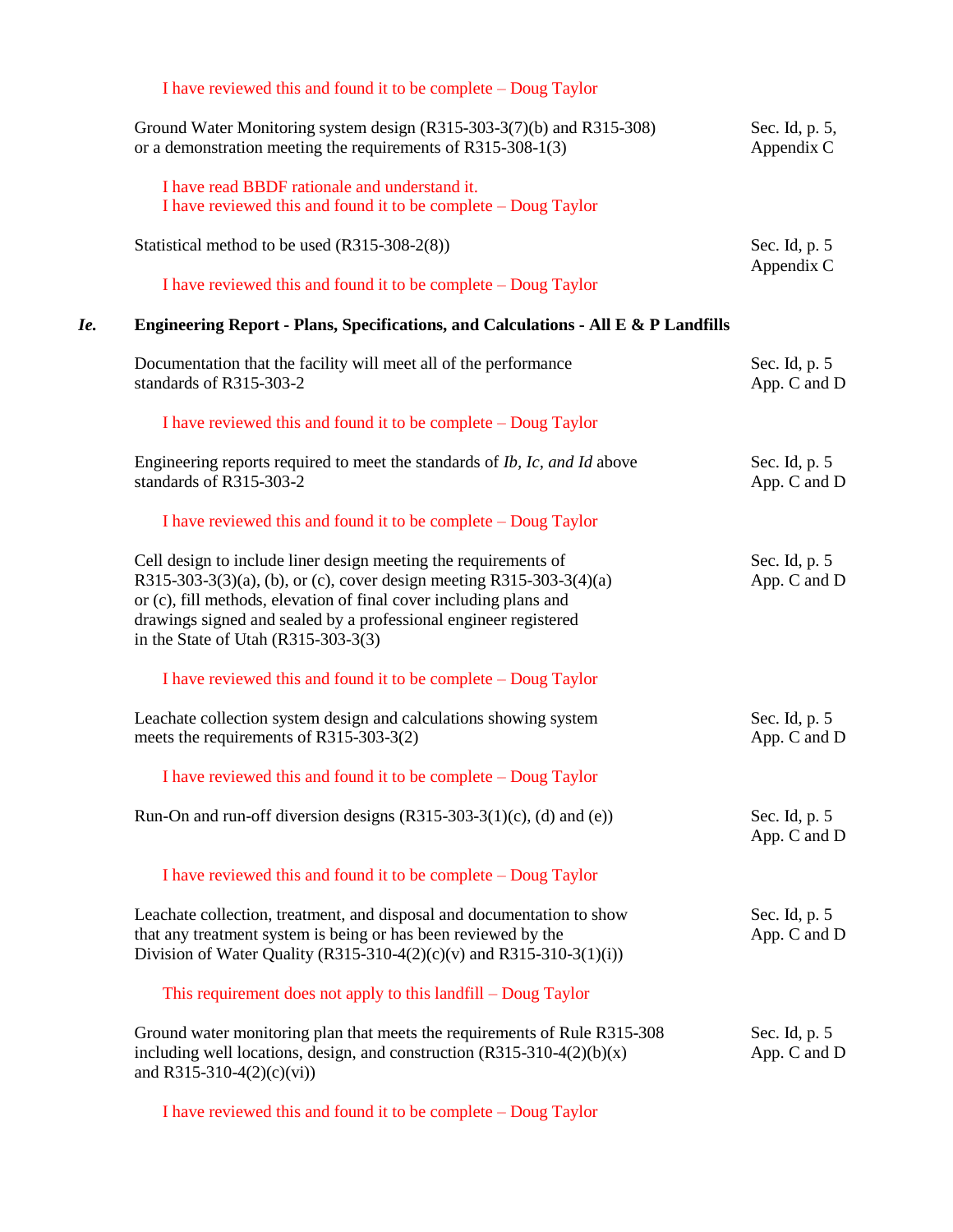I have reviewed this and found it to be complete – Doug Taylor

| | |
|---|---|
| Ground Water Monitoring system design (R315-303-3(7)(b) and R315-308) or a demonstration meeting the requirements of R315-308-1(3) | Sec. Id, p. 5, Appendix C |

I have read BBDF rationale and understand it.
I have reviewed this and found it to be complete – Doug Taylor

| | |
|---|---|
| Statistical method to be used (R315-308-2(8)) | Sec. Id, p. 5 Appendix C |

I have reviewed this and found it to be complete – Doug Taylor

## *Ie.* Engineering Report - Plans, Specifications, and Calculations - All E & P Landfills

| | |
|---|---|
| Documentation that the facility will meet all of the performance standards of R315-303-2 | Sec. Id, p. 5 App. C and D |

I have reviewed this and found it to be complete – Doug Taylor

| | |
|---|---|
| Engineering reports required to meet the standards of *Ib*, *Ic*, *and Id* above standards of R315-303-2 | Sec. Id, p. 5 App. C and D |

I have reviewed this and found it to be complete – Doug Taylor

| | |
|---|---|
| Cell design to include liner design meeting the requirements of R315-303-3(3)(a), (b), or (c), cover design meeting R315-303-3(4)(a) or (c), fill methods, elevation of final cover including plans and drawings signed and sealed by a professional engineer registered in the State of Utah (R315-303-3(3) | Sec. Id, p. 5 App. C and D |

I have reviewed this and found it to be complete – Doug Taylor

| | |
|---|---|
| Leachate collection system design and calculations showing system meets the requirements of R315-303-3(2) | Sec. Id, p. 5 App. C and D |

I have reviewed this and found it to be complete – Doug Taylor

| | |
|---|---|
| Run-On and run-off diversion designs (R315-303-3(1)(c), (d) and (e)) | Sec. Id, p. 5 App. C and D |

I have reviewed this and found it to be complete – Doug Taylor

| | |
|---|---|
| Leachate collection, treatment, and disposal and documentation to show that any treatment system is being or has been reviewed by the Division of Water Quality (R315-310-4(2)(c)(v) and R315-310-3(1)(i)) | Sec. Id, p. 5 App. C and D |

This requirement does not apply to this landfill – Doug Taylor

| | |
|---|---|
| Ground water monitoring plan that meets the requirements of Rule R315-308 including well locations, design, and construction (R315-310-4(2)(b)(x) and R315-310-4(2)(c)(vi)) | Sec. Id, p. 5 App. C and D |

I have reviewed this and found it to be complete – Doug Taylor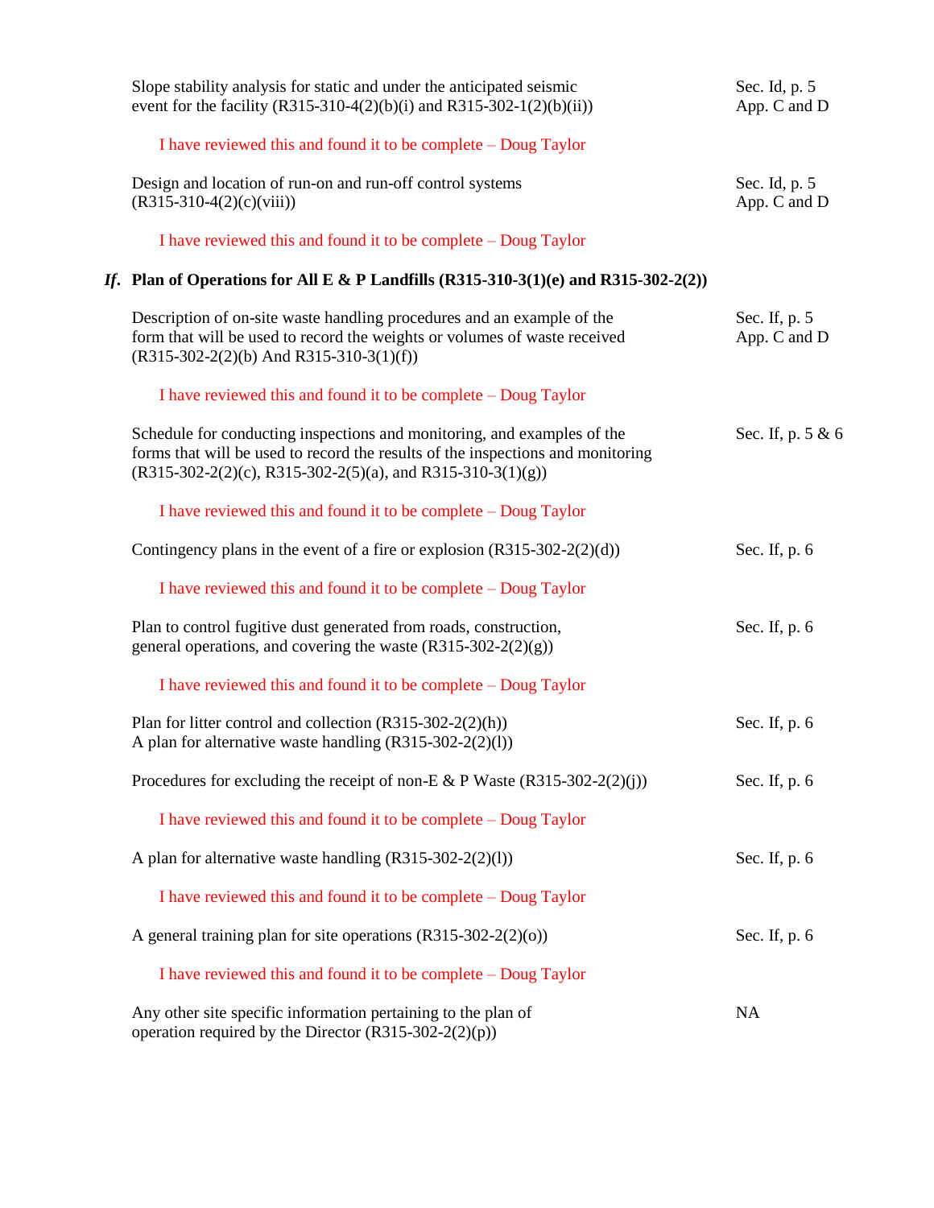Slope stability analysis for static and under the anticipated seismic event for the facility (R315-310-4(2)(b)(i) and R315-302-1(2)(b)(ii)) — Sec. Id, p. 5; App. C and D

I have reviewed this and found it to be complete – Doug Taylor

Design and location of run-on and run-off control systems (R315-310-4(2)(c)(viii)) — Sec. Id, p. 5; App. C and D

I have reviewed this and found it to be complete – Doug Taylor

## *If*. Plan of Operations for All E & P Landfills (R315-310-3(1)(e) and R315-302-2(2))

Description of on-site waste handling procedures and an example of the form that will be used to record the weights or volumes of waste received (R315-302-2(2)(b) And R315-310-3(1)(f)) — Sec. If, p. 5; App. C and D

I have reviewed this and found it to be complete – Doug Taylor

Schedule for conducting inspections and monitoring, and examples of the forms that will be used to record the results of the inspections and monitoring (R315-302-2(2)(c), R315-302-2(5)(a), and R315-310-3(1)(g)) — Sec. If, p. 5 & 6

I have reviewed this and found it to be complete – Doug Taylor

Contingency plans in the event of a fire or explosion (R315-302-2(2)(d)) — Sec. If, p. 6

I have reviewed this and found it to be complete – Doug Taylor

Plan to control fugitive dust generated from roads, construction, general operations, and covering the waste (R315-302-2(2)(g)) — Sec. If, p. 6

I have reviewed this and found it to be complete – Doug Taylor

Plan for litter control and collection (R315-302-2(2)(h))
A plan for alternative waste handling (R315-302-2(2)(l)) — Sec. If, p. 6

Procedures for excluding the receipt of non-E & P Waste (R315-302-2(2)(j)) — Sec. If, p. 6

I have reviewed this and found it to be complete – Doug Taylor

A plan for alternative waste handling (R315-302-2(2)(l)) — Sec. If, p. 6

I have reviewed this and found it to be complete – Doug Taylor

A general training plan for site operations (R315-302-2(2)(o)) — Sec. If, p. 6

I have reviewed this and found it to be complete – Doug Taylor

Any other site specific information pertaining to the plan of operation required by the Director (R315-302-2(2)(p)) — NA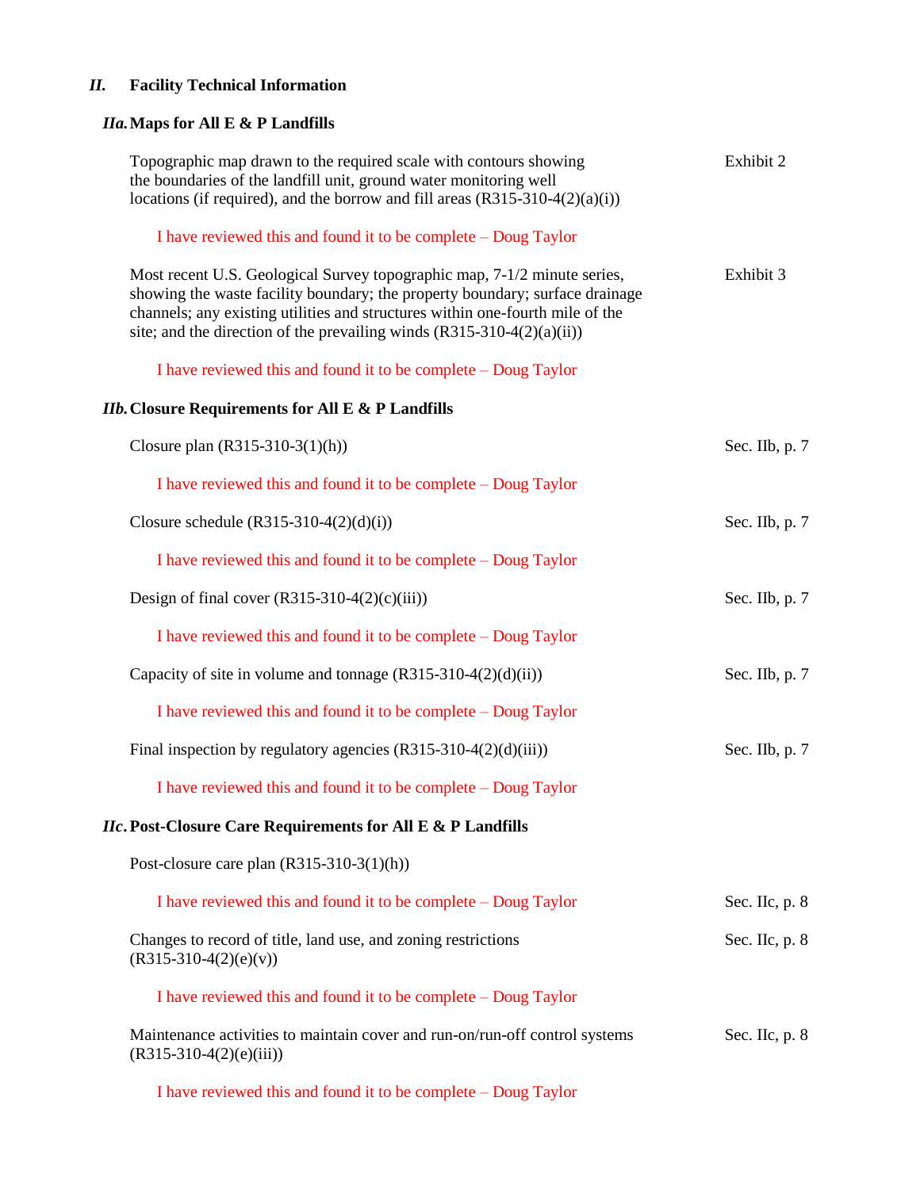## *II.* Facility Technical Information

### *IIa.* Maps for All E & P Landfills

Topographic map drawn to the required scale with contours showing the boundaries of the landfill unit, ground water monitoring well locations (if required), and the borrow and fill areas (R315-310-4(2)(a)(i)) — Exhibit 2

I have reviewed this and found it to be complete – Doug Taylor

Most recent U.S. Geological Survey topographic map, 7-1/2 minute series, showing the waste facility boundary; the property boundary; surface drainage channels; any existing utilities and structures within one-fourth mile of the site; and the direction of the prevailing winds (R315-310-4(2)(a)(ii)) — Exhibit 3

I have reviewed this and found it to be complete – Doug Taylor

### *IIb.* Closure Requirements for All E & P Landfills

Closure plan (R315-310-3(1)(h)) — Sec. IIb, p. 7

I have reviewed this and found it to be complete – Doug Taylor

Closure schedule (R315-310-4(2)(d)(i)) — Sec. IIb, p. 7

I have reviewed this and found it to be complete – Doug Taylor

Design of final cover (R315-310-4(2)(c)(iii)) — Sec. IIb, p. 7

I have reviewed this and found it to be complete – Doug Taylor

Capacity of site in volume and tonnage (R315-310-4(2)(d)(ii)) — Sec. IIb, p. 7

I have reviewed this and found it to be complete – Doug Taylor

Final inspection by regulatory agencies (R315-310-4(2)(d)(iii)) — Sec. IIb, p. 7

I have reviewed this and found it to be complete – Doug Taylor

### *IIc.* Post-Closure Care Requirements for All E & P Landfills

Post-closure care plan (R315-310-3(1)(h))

I have reviewed this and found it to be complete – Doug Taylor — Sec. IIc, p. 8

Changes to record of title, land use, and zoning restrictions (R315-310-4(2)(e)(v)) — Sec. IIc, p. 8

I have reviewed this and found it to be complete – Doug Taylor

Maintenance activities to maintain cover and run-on/run-off control systems (R315-310-4(2)(e)(iii)) — Sec. IIc, p. 8

I have reviewed this and found it to be complete – Doug Taylor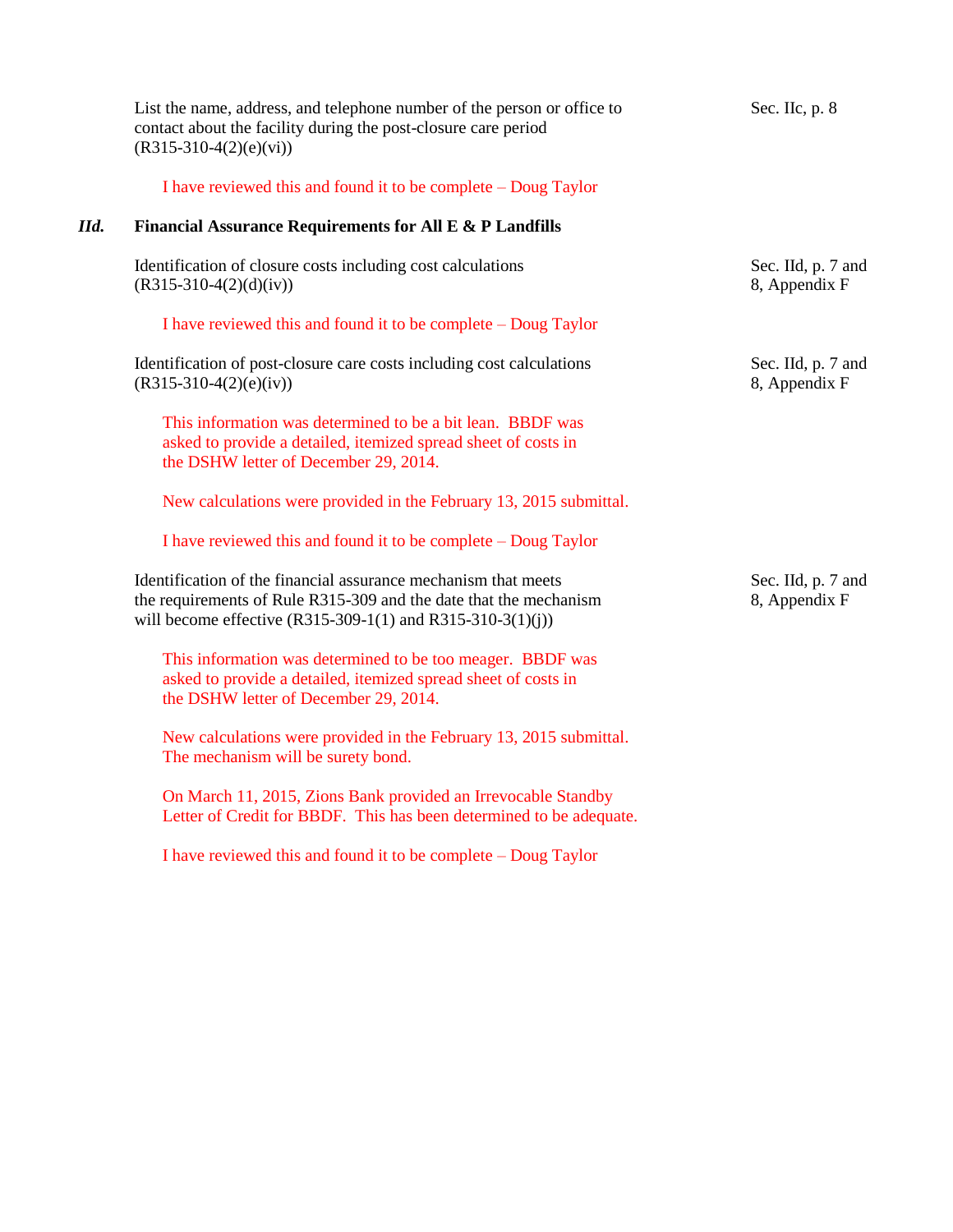List the name, address, and telephone number of the person or office to contact about the facility during the post-closure care period (R315-310-4(2)(e)(vi)) — Sec. IIc, p. 8

I have reviewed this and found it to be complete – Doug Taylor

### *IId.* Financial Assurance Requirements for All E & P Landfills

Identification of closure costs including cost calculations (R315-310-4(2)(d)(iv)) — Sec. IId, p. 7 and 8, Appendix F

I have reviewed this and found it to be complete – Doug Taylor

Identification of post-closure care costs including cost calculations (R315-310-4(2)(e)(iv)) — Sec. IId, p. 7 and 8, Appendix F

This information was determined to be a bit lean. BBDF was asked to provide a detailed, itemized spread sheet of costs in the DSHW letter of December 29, 2014.

New calculations were provided in the February 13, 2015 submittal.

I have reviewed this and found it to be complete – Doug Taylor

Identification of the financial assurance mechanism that meets the requirements of Rule R315-309 and the date that the mechanism will become effective (R315-309-1(1) and R315-310-3(1)(j)) — Sec. IId, p. 7 and 8, Appendix F

This information was determined to be too meager. BBDF was asked to provide a detailed, itemized spread sheet of costs in the DSHW letter of December 29, 2014.

New calculations were provided in the February 13, 2015 submittal. The mechanism will be surety bond.

On March 11, 2015, Zions Bank provided an Irrevocable Standby Letter of Credit for BBDF. This has been determined to be adequate.

I have reviewed this and found it to be complete – Doug Taylor